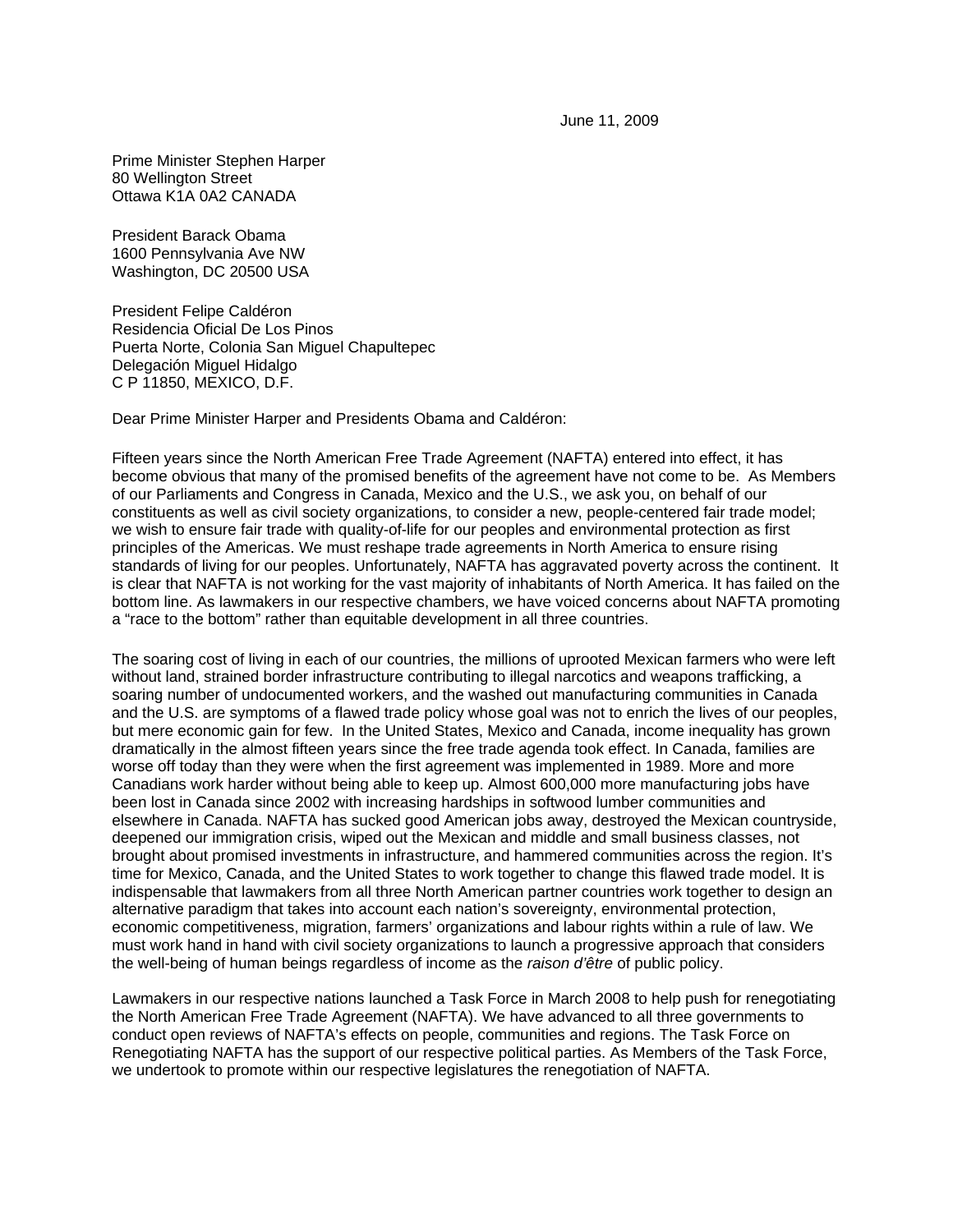June 11, 2009

Prime Minister Stephen Harper
80 Wellington Street
Ottawa K1A 0A2 CANADA

President Barack Obama
1600 Pennsylvania Ave NW
Washington, DC 20500 USA

President Felipe Caldéron
Residencia Oficial De Los Pinos
Puerta Norte, Colonia San Miguel Chapultepec
Delegación Miguel Hidalgo
C P 11850, MEXICO, D.F.

Dear Prime Minister Harper and Presidents Obama and Caldéron:

Fifteen years since the North American Free Trade Agreement (NAFTA) entered into effect, it has become obvious that many of the promised benefits of the agreement have not come to be. As Members of our Parliaments and Congress in Canada, Mexico and the U.S., we ask you, on behalf of our constituents as well as civil society organizations, to consider a new, people-centered fair trade model; we wish to ensure fair trade with quality-of-life for our peoples and environmental protection as first principles of the Americas. We must reshape trade agreements in North America to ensure rising standards of living for our peoples. Unfortunately, NAFTA has aggravated poverty across the continent. It is clear that NAFTA is not working for the vast majority of inhabitants of North America. It has failed on the bottom line. As lawmakers in our respective chambers, we have voiced concerns about NAFTA promoting a "race to the bottom" rather than equitable development in all three countries.

The soaring cost of living in each of our countries, the millions of uprooted Mexican farmers who were left without land, strained border infrastructure contributing to illegal narcotics and weapons trafficking, a soaring number of undocumented workers, and the washed out manufacturing communities in Canada and the U.S. are symptoms of a flawed trade policy whose goal was not to enrich the lives of our peoples, but mere economic gain for few. In the United States, Mexico and Canada, income inequality has grown dramatically in the almost fifteen years since the free trade agenda took effect. In Canada, families are worse off today than they were when the first agreement was implemented in 1989. More and more Canadians work harder without being able to keep up. Almost 600,000 more manufacturing jobs have been lost in Canada since 2002 with increasing hardships in softwood lumber communities and elsewhere in Canada. NAFTA has sucked good American jobs away, destroyed the Mexican countryside, deepened our immigration crisis, wiped out the Mexican and middle and small business classes, not brought about promised investments in infrastructure, and hammered communities across the region. It's time for Mexico, Canada, and the United States to work together to change this flawed trade model. It is indispensable that lawmakers from all three North American partner countries work together to design an alternative paradigm that takes into account each nation's sovereignty, environmental protection, economic competitiveness, migration, farmers' organizations and labour rights within a rule of law. We must work hand in hand with civil society organizations to launch a progressive approach that considers the well-being of human beings regardless of income as the *raison d'être* of public policy.

Lawmakers in our respective nations launched a Task Force in March 2008 to help push for renegotiating the North American Free Trade Agreement (NAFTA). We have advanced to all three governments to conduct open reviews of NAFTA's effects on people, communities and regions. The Task Force on Renegotiating NAFTA has the support of our respective political parties. As Members of the Task Force, we undertook to promote within our respective legislatures the renegotiation of NAFTA.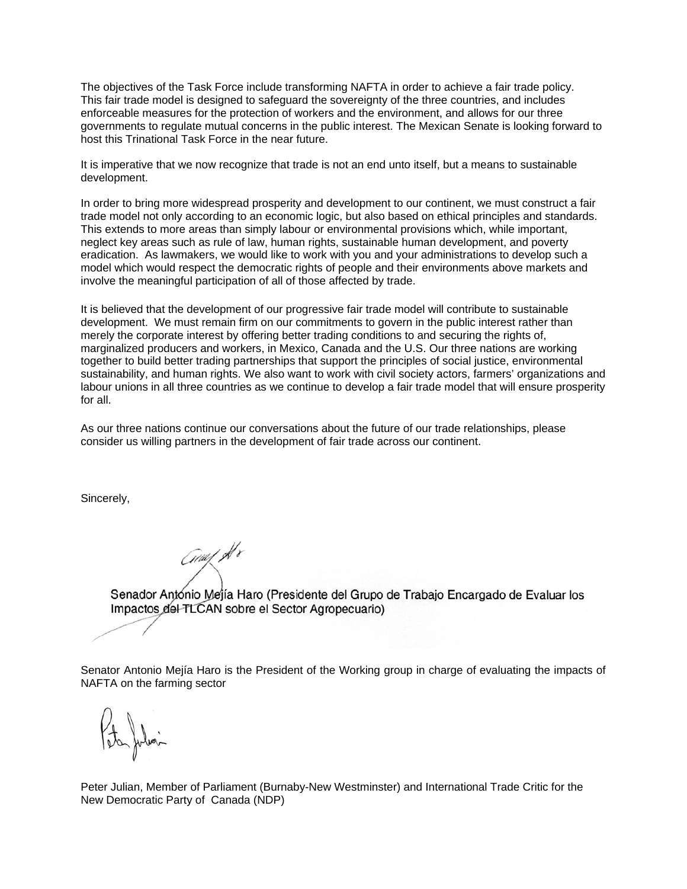The objectives of the Task Force include transforming NAFTA in order to achieve a fair trade policy. This fair trade model is designed to safeguard the sovereignty of the three countries, and includes enforceable measures for the protection of workers and the environment, and allows for our three governments to regulate mutual concerns in the public interest. The Mexican Senate is looking forward to host this Trinational Task Force in the near future.

It is imperative that we now recognize that trade is not an end unto itself, but a means to sustainable development.

In order to bring more widespread prosperity and development to our continent, we must construct a fair trade model not only according to an economic logic, but also based on ethical principles and standards. This extends to more areas than simply labour or environmental provisions which, while important, neglect key areas such as rule of law, human rights, sustainable human development, and poverty eradication. As lawmakers, we would like to work with you and your administrations to develop such a model which would respect the democratic rights of people and their environments above markets and involve the meaningful participation of all of those affected by trade.

It is believed that the development of our progressive fair trade model will contribute to sustainable development. We must remain firm on our commitments to govern in the public interest rather than merely the corporate interest by offering better trading conditions to and securing the rights of, marginalized producers and workers, in Mexico, Canada and the U.S. Our three nations are working together to build better trading partnerships that support the principles of social justice, environmental sustainability, and human rights. We also want to work with civil society actors, farmers' organizations and labour unions in all three countries as we continue to develop a fair trade model that will ensure prosperity for all.

As our three nations continue our conversations about the future of our trade relationships, please consider us willing partners in the development of fair trade across our continent.

Sincerely,

Senador Antonio Mejía Haro (Presidente del Grupo de Trabajo Encargado de Evaluar los Impactos del TLCAN sobre el Sector Agropecuario)

Senator Antonio Mejía Haro is the President of the Working group in charge of evaluating the impacts of NAFTA on the farming sector

Peter Julian, Member of Parliament (Burnaby-New Westminster) and International Trade Critic for the New Democratic Party of Canada (NDP)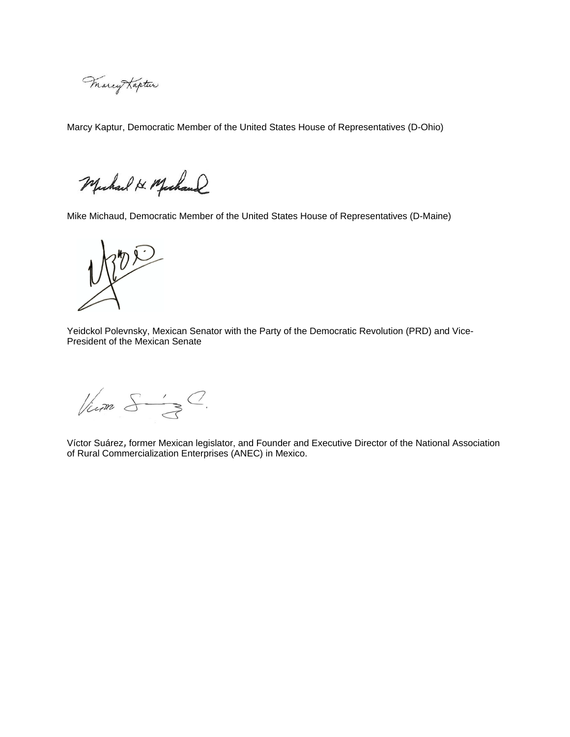Marcy Kaptur, Democratic Member of the United States House of Representatives (D-Ohio)

Mike Michaud, Democratic Member of the United States House of Representatives (D-Maine)

Yeidckol Polevnsky, Mexican Senator with the Party of the Democratic Revolution (PRD) and Vice-President of the Mexican Senate

Víctor Suárez, former Mexican legislator, and Founder and Executive Director of the National Association of Rural Commercialization Enterprises (ANEC) in Mexico.